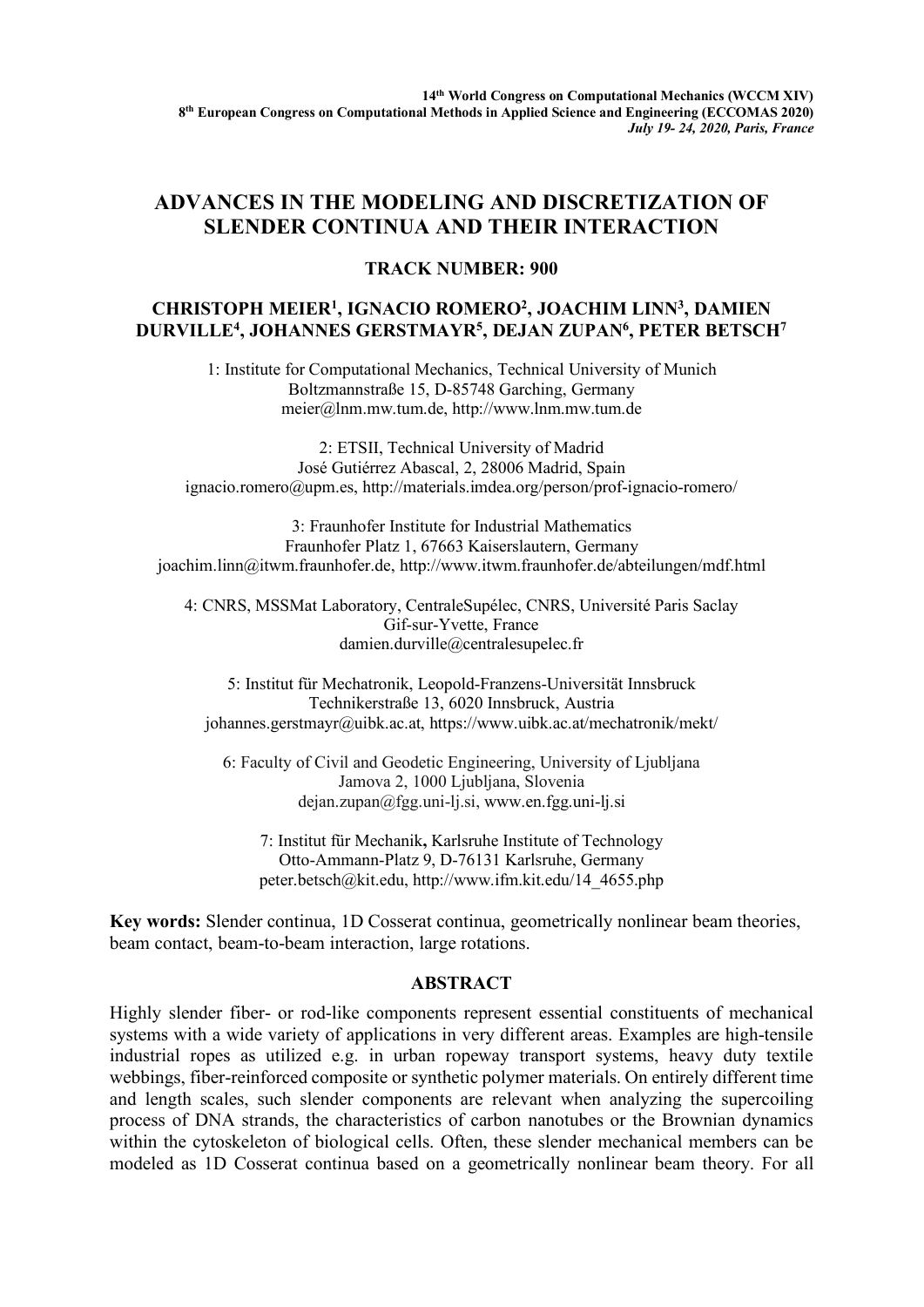# ADVANCES IN THE MODELING AND DISCRETIZATION OF SLENDER CONTINUA AND THEIR INTERACTION

**TRACK NUMBER: 900**

**CHRISTOPH MEIER[1], IGNACIO ROMERO[2], JOACHIM LINN[3], DAMIEN DURVILLE[4], JOHANNES GERSTMAYR[5], DEJAN ZUPAN[6], PETER BETSCH[7]**

1: Institute for Computational Mechanics, Technical University of Munich
Boltzmannstraße 15, D-85748 Garching, Germany
meier@lnm.mw.tum.de, http://www.lnm.mw.tum.de

2: ETSII, Technical University of Madrid
José Gutiérrez Abascal, 2, 28006 Madrid, Spain
ignacio.romero@upm.es, http://materials.imdea.org/person/prof-ignacio-romero/

3: Fraunhofer Institute for Industrial Mathematics
Fraunhofer Platz 1, 67663 Kaiserslautern, Germany
joachim.linn@itwm.fraunhofer.de, http://www.itwm.fraunhofer.de/abteilungen/mdf.html

4: CNRS, MSSMat Laboratory, CentraleSupélec, CNRS, Université Paris Saclay
Gif-sur-Yvette, France
damien.durville@centralesupelec.fr

5: Institut für Mechatronik, Leopold-Franzens-Universität Innsbruck
Technikerstraße 13, 6020 Innsbruck, Austria
johannes.gerstmayr@uibk.ac.at, https://www.uibk.ac.at/mechatronik/mekt/

6: Faculty of Civil and Geodetic Engineering, University of Ljubljana
Jamova 2, 1000 Ljubljana, Slovenia
dejan.zupan@fgg.uni-lj.si, www.en.fgg.uni-lj.si

7: Institut für Mechanik, Karlsruhe Institute of Technology
Otto-Ammann-Platz 9, D-76131 Karlsruhe, Germany
peter.betsch@kit.edu, http://www.ifm.kit.edu/14_4655.php

**Key words:** Slender continua, 1D Cosserat continua, geometrically nonlinear beam theories, beam contact, beam-to-beam interaction, large rotations.

## ABSTRACT

Highly slender fiber- or rod-like components represent essential constituents of mechanical systems with a wide variety of applications in very different areas. Examples are high-tensile industrial ropes as utilized e.g. in urban ropeway transport systems, heavy duty textile webbings, fiber-reinforced composite or synthetic polymer materials. On entirely different time and length scales, such slender components are relevant when analyzing the supercoiling process of DNA strands, the characteristics of carbon nanotubes or the Brownian dynamics within the cytoskeleton of biological cells. Often, these slender mechanical members can be modeled as 1D Cosserat continua based on a geometrically nonlinear beam theory. For all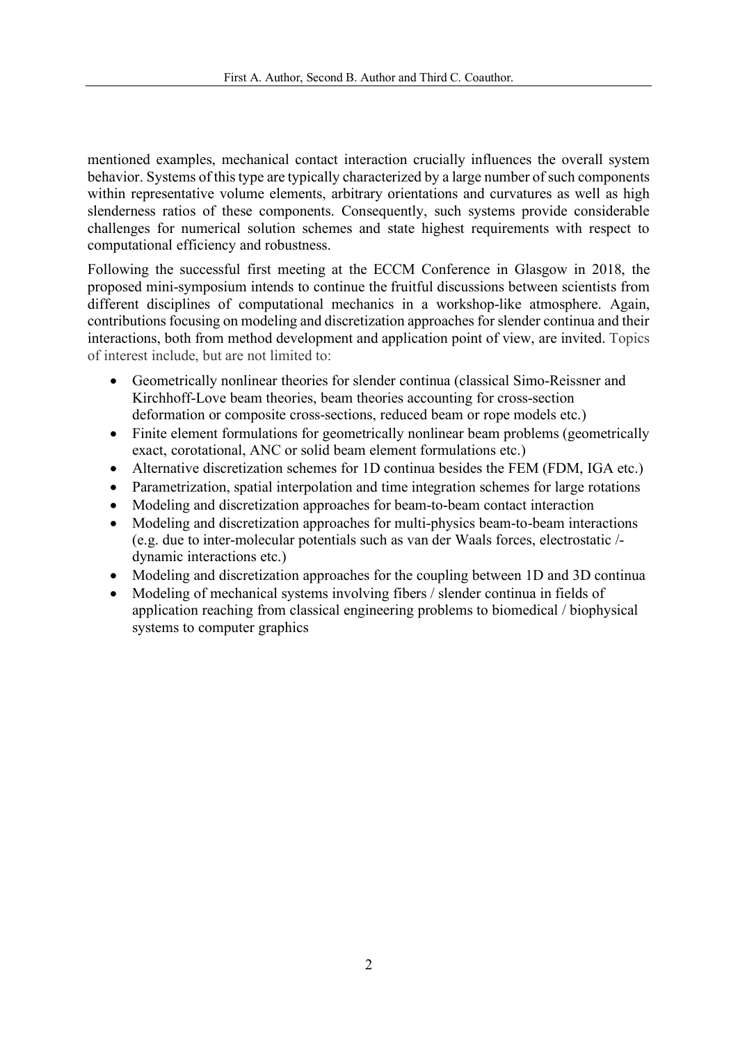mentioned examples, mechanical contact interaction crucially influences the overall system behavior. Systems of this type are typically characterized by a large number of such components within representative volume elements, arbitrary orientations and curvatures as well as high slenderness ratios of these components. Consequently, such systems provide considerable challenges for numerical solution schemes and state highest requirements with respect to computational efficiency and robustness.

Following the successful first meeting at the ECCM Conference in Glasgow in 2018, the proposed mini-symposium intends to continue the fruitful discussions between scientists from different disciplines of computational mechanics in a workshop-like atmosphere. Again, contributions focusing on modeling and discretization approaches for slender continua and their interactions, both from method development and application point of view, are invited. Topics of interest include, but are not limited to:

- Geometrically nonlinear theories for slender continua (classical Simo-Reissner and Kirchhoff-Love beam theories, beam theories accounting for cross-section deformation or composite cross-sections, reduced beam or rope models etc.)
- Finite element formulations for geometrically nonlinear beam problems (geometrically exact, corotational, ANC or solid beam element formulations etc.)
- Alternative discretization schemes for 1D continua besides the FEM (FDM, IGA etc.)
- Parametrization, spatial interpolation and time integration schemes for large rotations
- Modeling and discretization approaches for beam-to-beam contact interaction
- Modeling and discretization approaches for multi-physics beam-to-beam interactions (e.g. due to inter-molecular potentials such as van der Waals forces, electrostatic /-dynamic interactions etc.)
- Modeling and discretization approaches for the coupling between 1D and 3D continua
- Modeling of mechanical systems involving fibers / slender continua in fields of application reaching from classical engineering problems to biomedical / biophysical systems to computer graphics